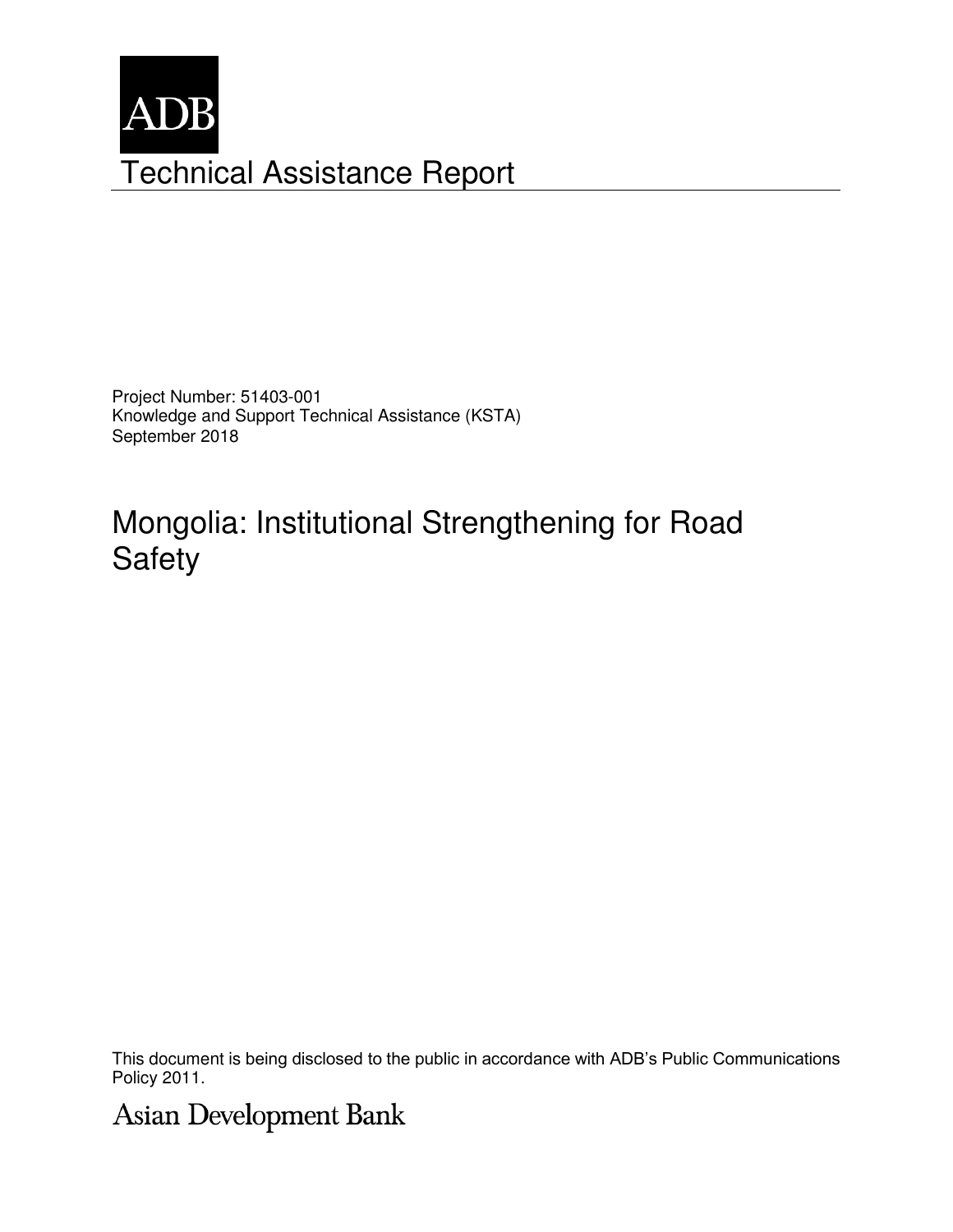ADB

# Technical Assistance Report

Project Number: 51403-001
Knowledge and Support Technical Assistance (KSTA)
September 2018

# Mongolia: Institutional Strengthening for Road Safety

This document is being disclosed to the public in accordance with ADB's Public Communications Policy 2011.

Asian Development Bank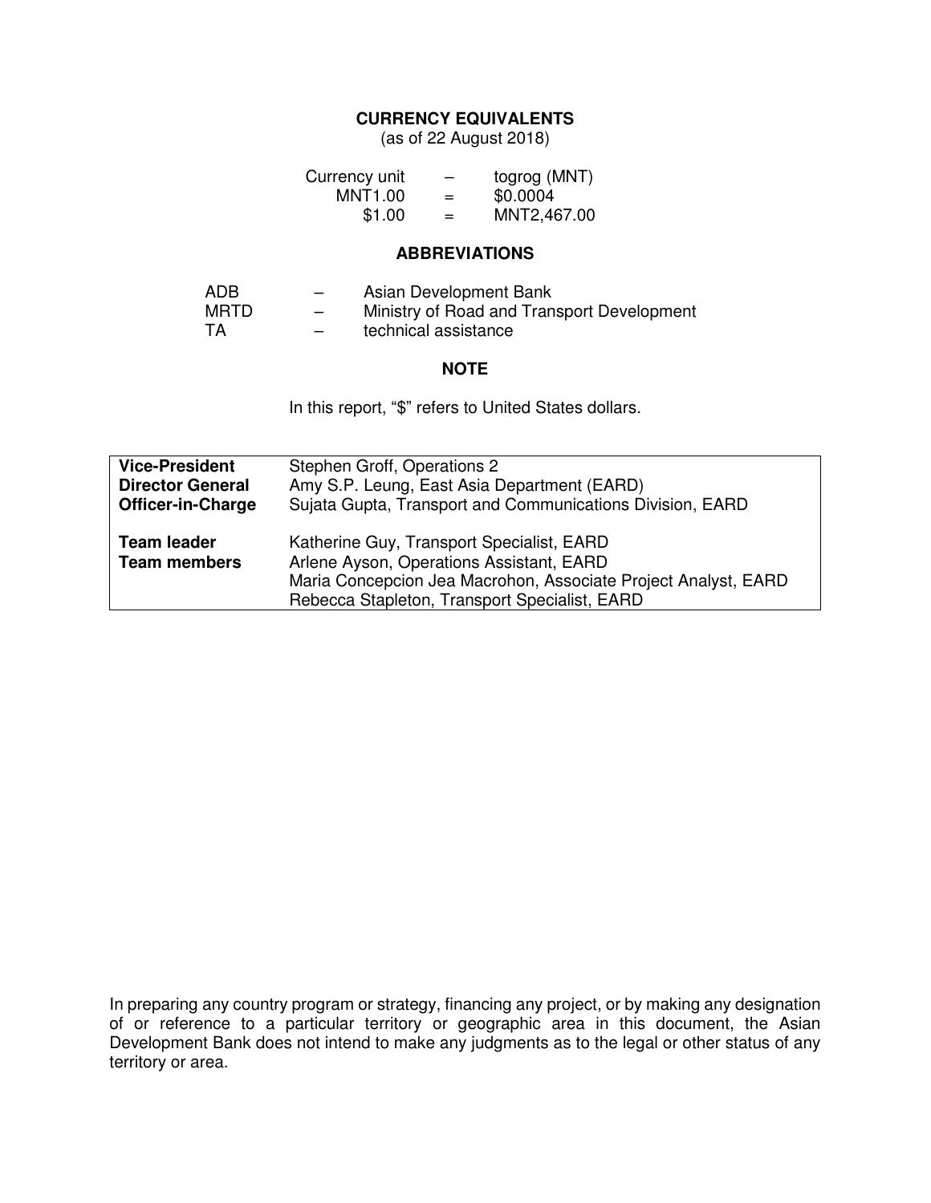## CURRENCY EQUIVALENTS

(as of 22 August 2018)

| | | |
|---|---|---|
| Currency unit | – | togrog (MNT) |
| MNT1.00 | = | $0.0004 |
| $1.00 | = | MNT2,467.00 |

## ABBREVIATIONS

| | | |
|---|---|---|
| ADB | – | Asian Development Bank |
| MRTD | – | Ministry of Road and Transport Development |
| TA | – | technical assistance |

## NOTE

In this report, "$" refers to United States dollars.

| | |
|---|---|
| **Vice-President** | Stephen Groff, Operations 2 |
| **Director General** | Amy S.P. Leung, East Asia Department (EARD) |
| **Officer-in-Charge** | Sujata Gupta, Transport and Communications Division, EARD |
| | |
| **Team leader** | Katherine Guy, Transport Specialist, EARD |
| **Team members** | Arlene Ayson, Operations Assistant, EARD |
| | Maria Concepcion Jea Macrohon, Associate Project Analyst, EARD |
| | Rebecca Stapleton, Transport Specialist, EARD |

In preparing any country program or strategy, financing any project, or by making any designation of or reference to a particular territory or geographic area in this document, the Asian Development Bank does not intend to make any judgments as to the legal or other status of any territory or area.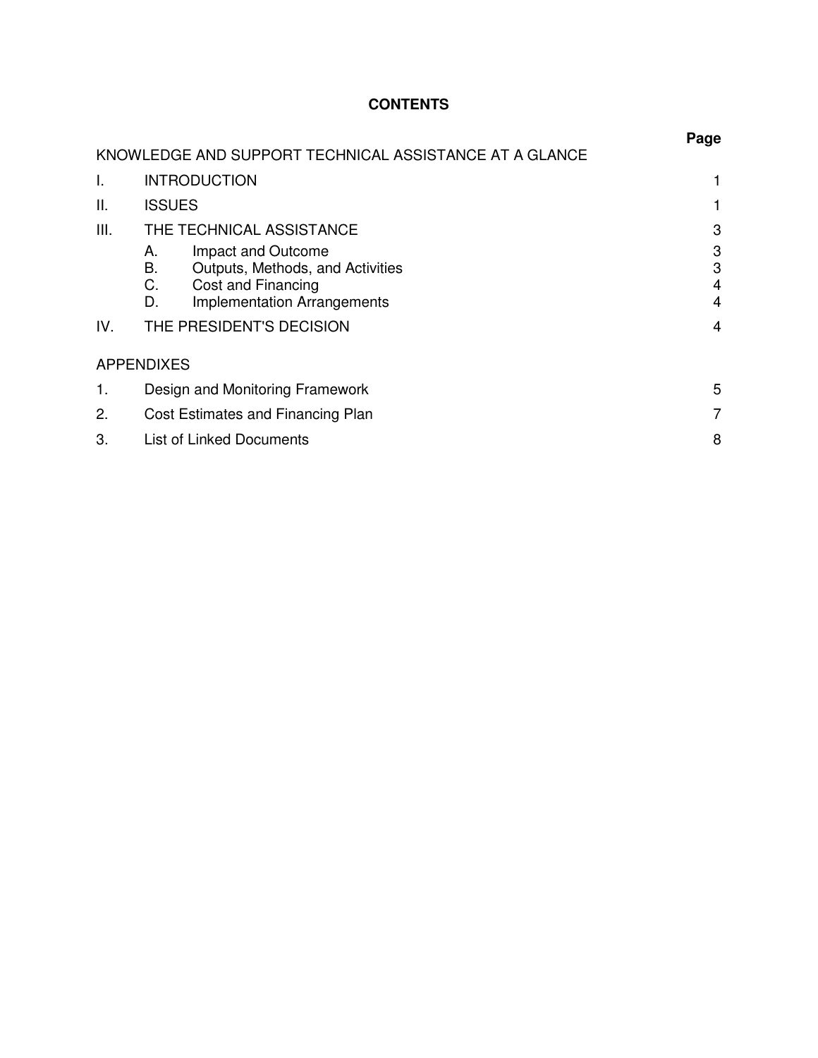# CONTENTS

| | | Page |
|---|---|---|
| KNOWLEDGE AND SUPPORT TECHNICAL ASSISTANCE AT A GLANCE | | |
| I. | INTRODUCTION | 1 |
| II. | ISSUES | 1 |
| III. | THE TECHNICAL ASSISTANCE | 3 |
| | A. Impact and Outcome | 3 |
| | B. Outputs, Methods, and Activities | 3 |
| | C. Cost and Financing | 4 |
| | D. Implementation Arrangements | 4 |
| IV. | THE PRESIDENT'S DECISION | 4 |
| APPENDIXES | | |
| 1. | Design and Monitoring Framework | 5 |
| 2. | Cost Estimates and Financing Plan | 7 |
| 3. | List of Linked Documents | 8 |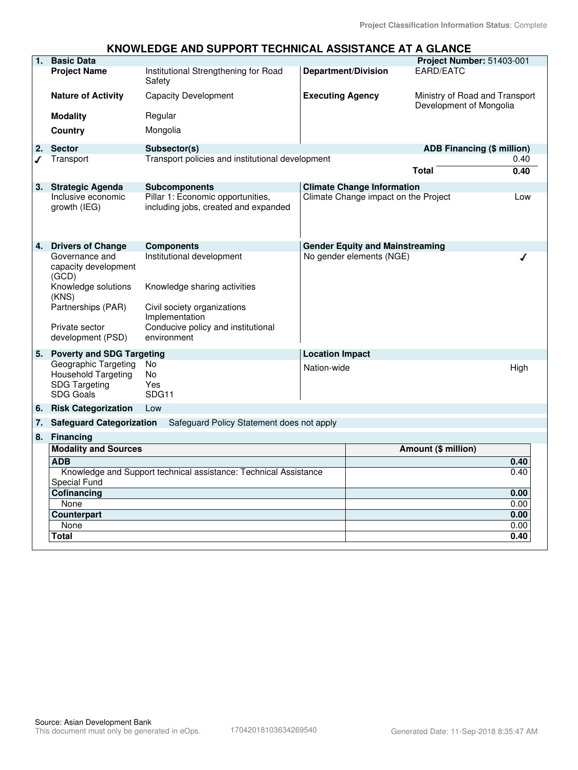Project Classification Information Status: Complete

# KNOWLEDGE AND SUPPORT TECHNICAL ASSISTANCE AT A GLANCE

| 1. | Basic Data | | | Project Number: 51403-001 |
|---|---|---|---|---|
| | **Project Name** | Institutional Strengthening for Road Safety | **Department/Division** | EARD/EATC |
| | **Nature of Activity** | Capacity Development | **Executing Agency** | Ministry of Road and Transport Development of Mongolia |
| | **Modality** | Regular | | |
| | **Country** | Mongolia | | |

| 2. | Sector | Subsector(s) | ADB Financing ($ million) |
|---|---|---|---|
| ✓ | Transport | Transport policies and institutional development | 0.40 |
| | | **Total** | **0.40** |

| 3. | Strategic Agenda | Subcomponents | Climate Change Information | |
|---|---|---|---|---|
| | Inclusive economic growth (IEG) | Pillar 1: Economic opportunities, including jobs, created and expanded | Climate Change impact on the Project | Low |

| 4. | Drivers of Change | Components | Gender Equity and Mainstreaming | |
|---|---|---|---|---|
| | Governance and capacity development (GCD) | Institutional development | No gender elements (NGE) | ✓ |
| | Knowledge solutions (KNS) | Knowledge sharing activities | | |
| | Partnerships (PAR) | Civil society organizations Implementation | | |
| | Private sector development (PSD) | Conducive policy and institutional environment | | |

| 5. | Poverty and SDG Targeting | | Location Impact | |
|---|---|---|---|---|
| | Geographic Targeting | No | Nation-wide | High |
| | Household Targeting | No | | |
| | SDG Targeting | Yes | | |
| | SDG Goals | SDG11 | | |

**6. Risk Categorization** Low

**7. Safeguard Categorization** Safeguard Policy Statement does not apply

**8. Financing**

| Modality and Sources | Amount ($ million) |
|---|---|
| **ADB** | **0.40** |
| Knowledge and Support technical assistance: Technical Assistance Special Fund | 0.40 |
| **Cofinancing** | **0.00** |
| None | 0.00 |
| **Counterpart** | **0.00** |
| None | 0.00 |
| **Total** | **0.40** |

Source: Asian Development Bank
This document must only be generated in eOps. 17042018103634269540 Generated Date: 11-Sep-2018 8:35:47 AM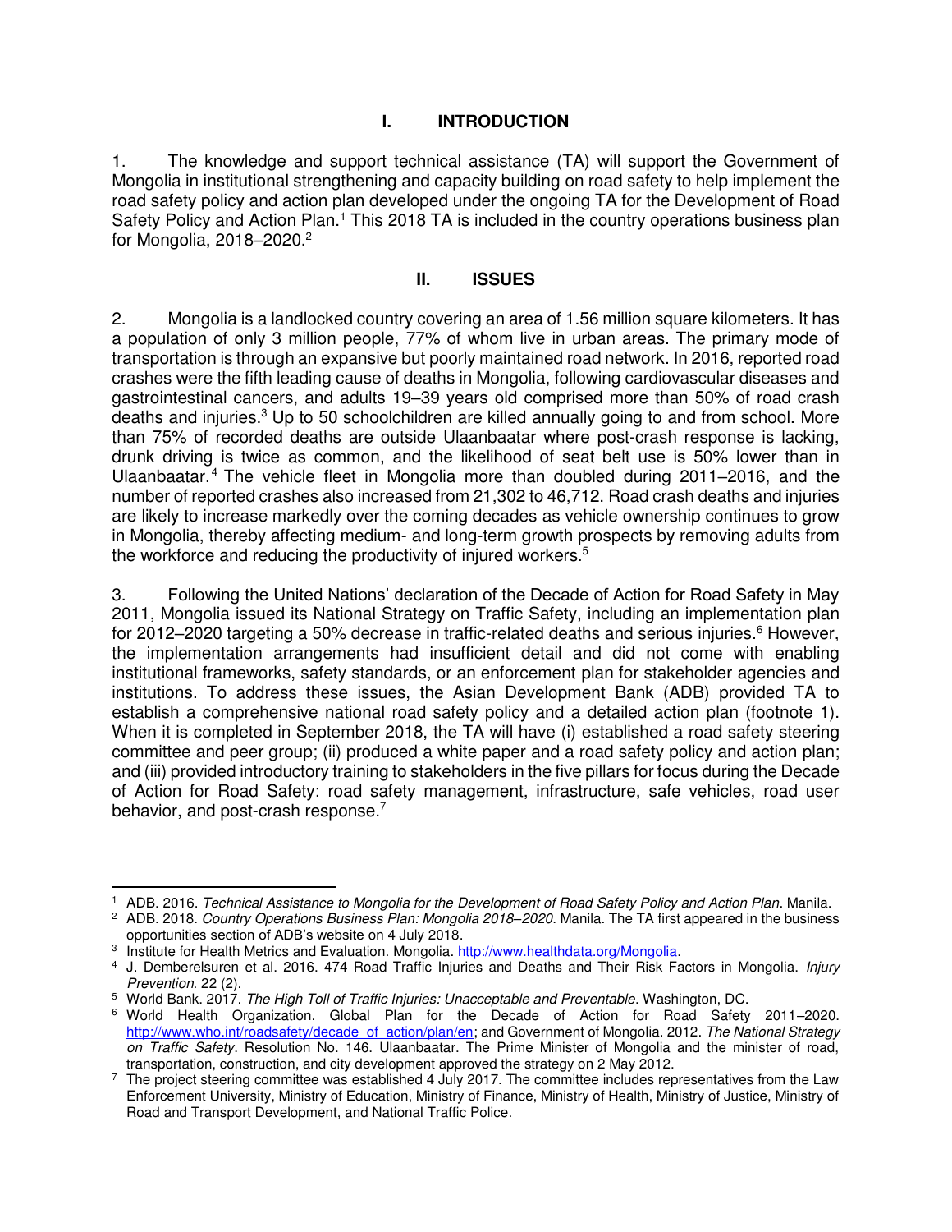## I. INTRODUCTION

1. The knowledge and support technical assistance (TA) will support the Government of Mongolia in institutional strengthening and capacity building on road safety to help implement the road safety policy and action plan developed under the ongoing TA for the Development of Road Safety Policy and Action Plan.[1] This 2018 TA is included in the country operations business plan for Mongolia, 2018–2020.[2]

## II. ISSUES

2. Mongolia is a landlocked country covering an area of 1.56 million square kilometers. It has a population of only 3 million people, 77% of whom live in urban areas. The primary mode of transportation is through an expansive but poorly maintained road network. In 2016, reported road crashes were the fifth leading cause of deaths in Mongolia, following cardiovascular diseases and gastrointestinal cancers, and adults 19–39 years old comprised more than 50% of road crash deaths and injuries.[3] Up to 50 schoolchildren are killed annually going to and from school. More than 75% of recorded deaths are outside Ulaanbaatar where post-crash response is lacking, drunk driving is twice as common, and the likelihood of seat belt use is 50% lower than in Ulaanbaatar.[4] The vehicle fleet in Mongolia more than doubled during 2011–2016, and the number of reported crashes also increased from 21,302 to 46,712. Road crash deaths and injuries are likely to increase markedly over the coming decades as vehicle ownership continues to grow in Mongolia, thereby affecting medium- and long-term growth prospects by removing adults from the workforce and reducing the productivity of injured workers.[5]

3. Following the United Nations' declaration of the Decade of Action for Road Safety in May 2011, Mongolia issued its National Strategy on Traffic Safety, including an implementation plan for 2012–2020 targeting a 50% decrease in traffic-related deaths and serious injuries.[6] However, the implementation arrangements had insufficient detail and did not come with enabling institutional frameworks, safety standards, or an enforcement plan for stakeholder agencies and institutions. To address these issues, the Asian Development Bank (ADB) provided TA to establish a comprehensive national road safety policy and a detailed action plan (footnote 1). When it is completed in September 2018, the TA will have (i) established a road safety steering committee and peer group; (ii) produced a white paper and a road safety policy and action plan; and (iii) provided introductory training to stakeholders in the five pillars for focus during the Decade of Action for Road Safety: road safety management, infrastructure, safe vehicles, road user behavior, and post-crash response.[7]

---

[1] ADB. 2016. *Technical Assistance to Mongolia for the Development of Road Safety Policy and Action Plan*. Manila.

[2] ADB. 2018. *Country Operations Business Plan: Mongolia 2018–2020*. Manila. The TA first appeared in the business opportunities section of ADB's website on 4 July 2018.

[3] Institute for Health Metrics and Evaluation. Mongolia. http://www.healthdata.org/Mongolia.

[4] J. Demberelsuren et al. 2016. 474 Road Traffic Injuries and Deaths and Their Risk Factors in Mongolia. *Injury Prevention*. 22 (2).

[5] World Bank. 2017. *The High Toll of Traffic Injuries: Unacceptable and Preventable*. Washington, DC.

[6] World Health Organization. Global Plan for the Decade of Action for Road Safety 2011–2020. http://www.who.int/roadsafety/decade_of_action/plan/en; and Government of Mongolia. 2012. *The National Strategy on Traffic Safety*. Resolution No. 146. Ulaanbaatar. The Prime Minister of Mongolia and the minister of road, transportation, construction, and city development approved the strategy on 2 May 2012.

[7] The project steering committee was established 4 July 2017. The committee includes representatives from the Law Enforcement University, Ministry of Education, Ministry of Finance, Ministry of Health, Ministry of Justice, Ministry of Road and Transport Development, and National Traffic Police.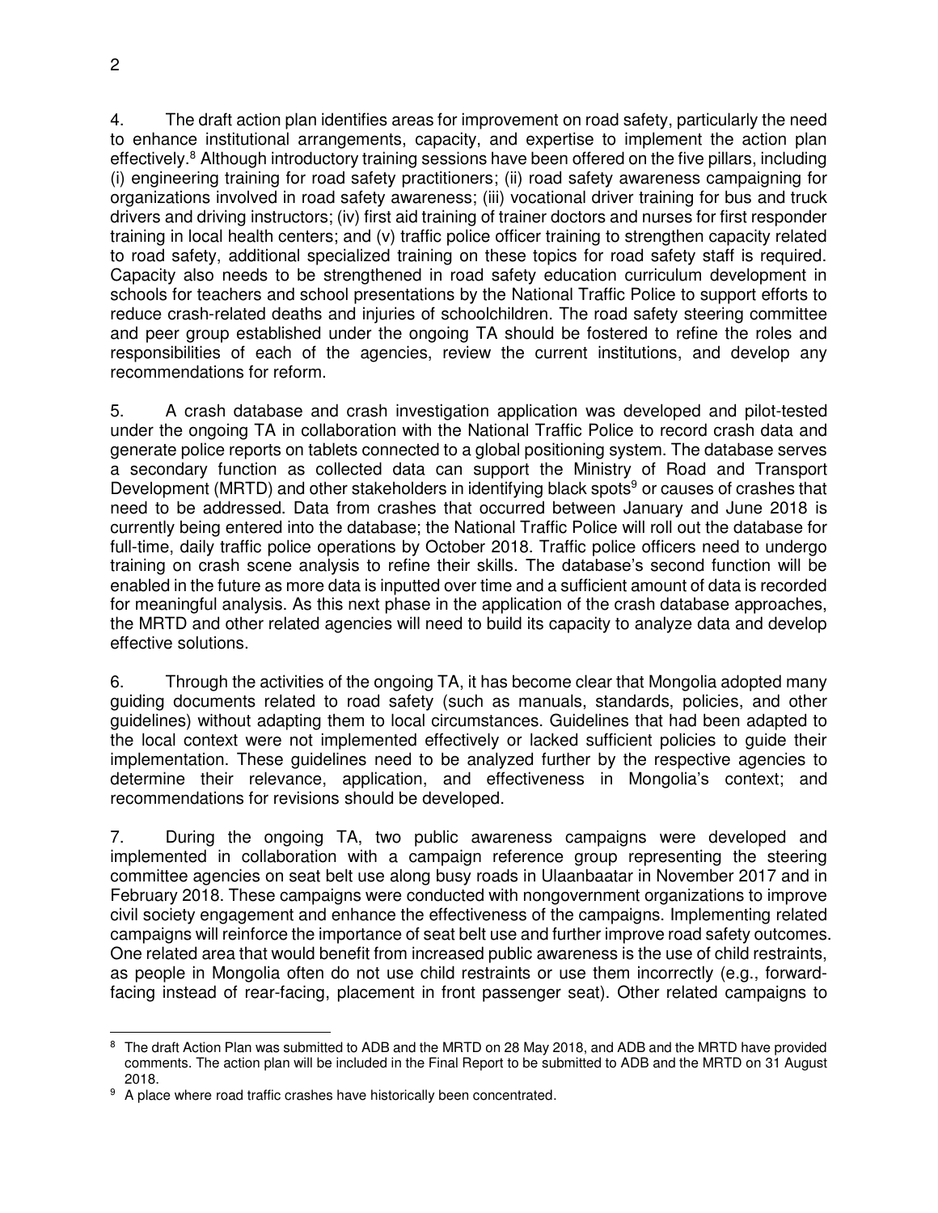4. The draft action plan identifies areas for improvement on road safety, particularly the need to enhance institutional arrangements, capacity, and expertise to implement the action plan effectively.[8] Although introductory training sessions have been offered on the five pillars, including (i) engineering training for road safety practitioners; (ii) road safety awareness campaigning for organizations involved in road safety awareness; (iii) vocational driver training for bus and truck drivers and driving instructors; (iv) first aid training of trainer doctors and nurses for first responder training in local health centers; and (v) traffic police officer training to strengthen capacity related to road safety, additional specialized training on these topics for road safety staff is required. Capacity also needs to be strengthened in road safety education curriculum development in schools for teachers and school presentations by the National Traffic Police to support efforts to reduce crash-related deaths and injuries of schoolchildren. The road safety steering committee and peer group established under the ongoing TA should be fostered to refine the roles and responsibilities of each of the agencies, review the current institutions, and develop any recommendations for reform.

5. A crash database and crash investigation application was developed and pilot-tested under the ongoing TA in collaboration with the National Traffic Police to record crash data and generate police reports on tablets connected to a global positioning system. The database serves a secondary function as collected data can support the Ministry of Road and Transport Development (MRTD) and other stakeholders in identifying black spots[9] or causes of crashes that need to be addressed. Data from crashes that occurred between January and June 2018 is currently being entered into the database; the National Traffic Police will roll out the database for full-time, daily traffic police operations by October 2018. Traffic police officers need to undergo training on crash scene analysis to refine their skills. The database's second function will be enabled in the future as more data is inputted over time and a sufficient amount of data is recorded for meaningful analysis. As this next phase in the application of the crash database approaches, the MRTD and other related agencies will need to build its capacity to analyze data and develop effective solutions.

6. Through the activities of the ongoing TA, it has become clear that Mongolia adopted many guiding documents related to road safety (such as manuals, standards, policies, and other guidelines) without adapting them to local circumstances. Guidelines that had been adapted to the local context were not implemented effectively or lacked sufficient policies to guide their implementation. These guidelines need to be analyzed further by the respective agencies to determine their relevance, application, and effectiveness in Mongolia's context; and recommendations for revisions should be developed.

7. During the ongoing TA, two public awareness campaigns were developed and implemented in collaboration with a campaign reference group representing the steering committee agencies on seat belt use along busy roads in Ulaanbaatar in November 2017 and in February 2018. These campaigns were conducted with nongovernment organizations to improve civil society engagement and enhance the effectiveness of the campaigns. Implementing related campaigns will reinforce the importance of seat belt use and further improve road safety outcomes. One related area that would benefit from increased public awareness is the use of child restraints, as people in Mongolia often do not use child restraints or use them incorrectly (e.g., forward-facing instead of rear-facing, placement in front passenger seat). Other related campaigns to

---

[8] The draft Action Plan was submitted to ADB and the MRTD on 28 May 2018, and ADB and the MRTD have provided comments. The action plan will be included in the Final Report to be submitted to ADB and the MRTD on 31 August 2018.

[9] A place where road traffic crashes have historically been concentrated.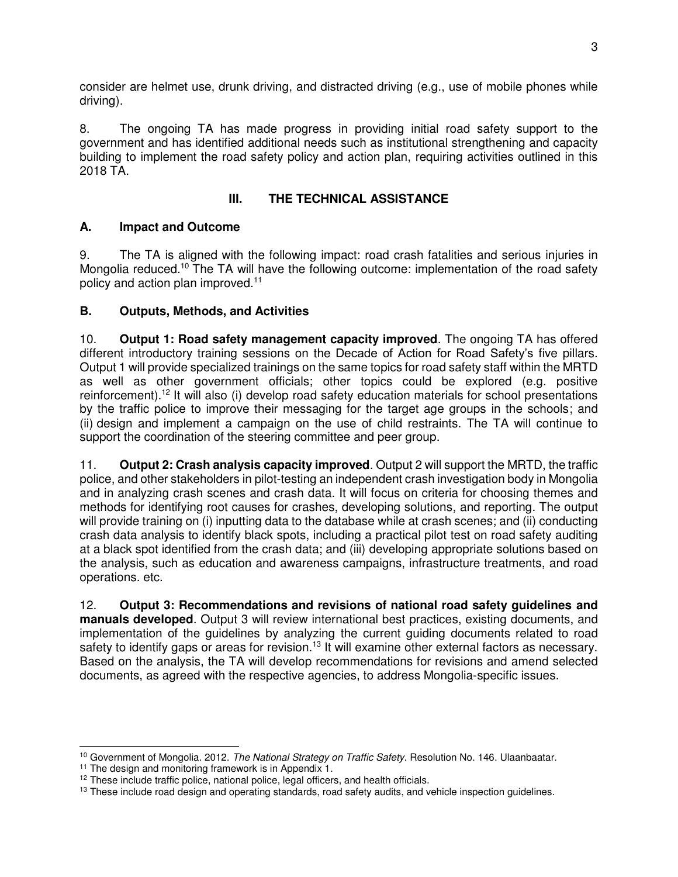consider are helmet use, drunk driving, and distracted driving (e.g., use of mobile phones while driving).

8. The ongoing TA has made progress in providing initial road safety support to the government and has identified additional needs such as institutional strengthening and capacity building to implement the road safety policy and action plan, requiring activities outlined in this 2018 TA.

## III. THE TECHNICAL ASSISTANCE

### A. Impact and Outcome

9. The TA is aligned with the following impact: road crash fatalities and serious injuries in Mongolia reduced.[10] The TA will have the following outcome: implementation of the road safety policy and action plan improved.[11]

### B. Outputs, Methods, and Activities

10. **Output 1: Road safety management capacity improved**. The ongoing TA has offered different introductory training sessions on the Decade of Action for Road Safety's five pillars. Output 1 will provide specialized trainings on the same topics for road safety staff within the MRTD as well as other government officials; other topics could be explored (e.g. positive reinforcement).[12] It will also (i) develop road safety education materials for school presentations by the traffic police to improve their messaging for the target age groups in the schools; and (ii) design and implement a campaign on the use of child restraints. The TA will continue to support the coordination of the steering committee and peer group.

11. **Output 2: Crash analysis capacity improved**. Output 2 will support the MRTD, the traffic police, and other stakeholders in pilot-testing an independent crash investigation body in Mongolia and in analyzing crash scenes and crash data. It will focus on criteria for choosing themes and methods for identifying root causes for crashes, developing solutions, and reporting. The output will provide training on (i) inputting data to the database while at crash scenes; and (ii) conducting crash data analysis to identify black spots, including a practical pilot test on road safety auditing at a black spot identified from the crash data; and (iii) developing appropriate solutions based on the analysis, such as education and awareness campaigns, infrastructure treatments, and road operations. etc.

12. **Output 3: Recommendations and revisions of national road safety guidelines and manuals developed**. Output 3 will review international best practices, existing documents, and implementation of the guidelines by analyzing the current guiding documents related to road safety to identify gaps or areas for revision.[13] It will examine other external factors as necessary. Based on the analysis, the TA will develop recommendations for revisions and amend selected documents, as agreed with the respective agencies, to address Mongolia-specific issues.

---

[10] Government of Mongolia. 2012. *The National Strategy on Traffic Safety*. Resolution No. 146. Ulaanbaatar.

[11] The design and monitoring framework is in Appendix 1.

[12] These include traffic police, national police, legal officers, and health officials.

[13] These include road design and operating standards, road safety audits, and vehicle inspection guidelines.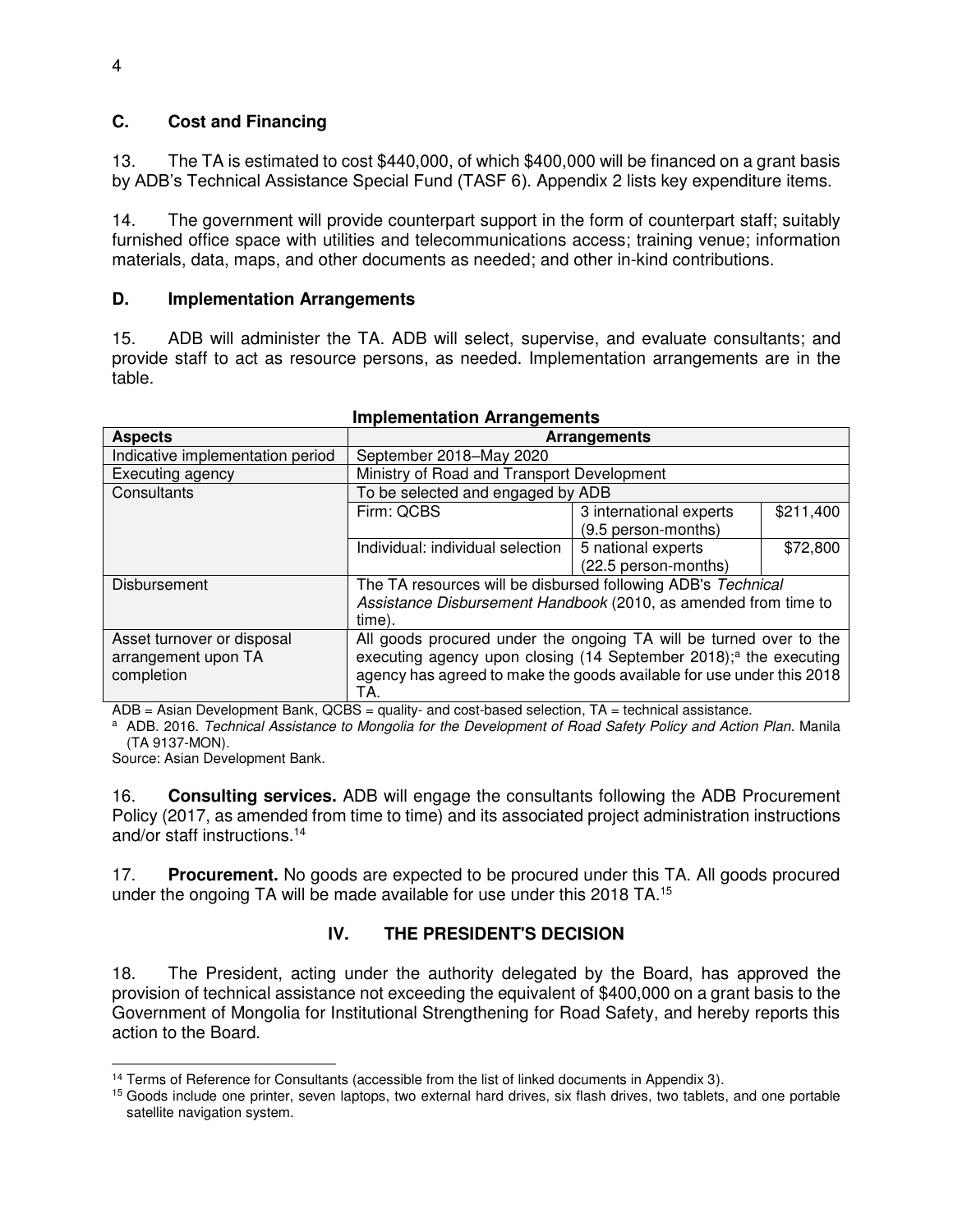## C. Cost and Financing

13. The TA is estimated to cost \$440,000, of which \$400,000 will be financed on a grant basis by ADB's Technical Assistance Special Fund (TASF 6). Appendix 2 lists key expenditure items.

14. The government will provide counterpart support in the form of counterpart staff; suitably furnished office space with utilities and telecommunications access; training venue; information materials, data, maps, and other documents as needed; and other in-kind contributions.

## D. Implementation Arrangements

15. ADB will administer the TA. ADB will select, supervise, and evaluate consultants; and provide staff to act as resource persons, as needed. Implementation arrangements are in the table.

**Implementation Arrangements**

| Aspects | Arrangements | | |
|---|---|---|---|
| Indicative implementation period | September 2018–May 2020 | | |
| Executing agency | Ministry of Road and Transport Development | | |
| Consultants | To be selected and engaged by ADB | | |
| | Firm: QCBS | 3 international experts (9.5 person-months) | \$211,400 |
| | Individual: individual selection | 5 national experts (22.5 person-months) | \$72,800 |
| Disbursement | The TA resources will be disbursed following ADB's *Technical Assistance Disbursement Handbook* (2010, as amended from time to time). | | |
| Asset turnover or disposal arrangement upon TA completion | All goods procured under the ongoing TA will be turned over to the executing agency upon closing (14 September 2018);[a] the executing agency has agreed to make the goods available for use under this 2018 TA. | | |

ADB = Asian Development Bank, QCBS = quality- and cost-based selection, TA = technical assistance.

[a] ADB. 2016. *Technical Assistance to Mongolia for the Development of Road Safety Policy and Action Plan*. Manila (TA 9137-MON).

Source: Asian Development Bank.

16. **Consulting services.** ADB will engage the consultants following the ADB Procurement Policy (2017, as amended from time to time) and its associated project administration instructions and/or staff instructions.[14]

17. **Procurement.** No goods are expected to be procured under this TA. All goods procured under the ongoing TA will be made available for use under this 2018 TA.[15]

# IV. THE PRESIDENT'S DECISION

18. The President, acting under the authority delegated by the Board, has approved the provision of technical assistance not exceeding the equivalent of \$400,000 on a grant basis to the Government of Mongolia for Institutional Strengthening for Road Safety, and hereby reports this action to the Board.

---

[14] Terms of Reference for Consultants (accessible from the list of linked documents in Appendix 3).

[15] Goods include one printer, seven laptops, two external hard drives, six flash drives, two tablets, and one portable satellite navigation system.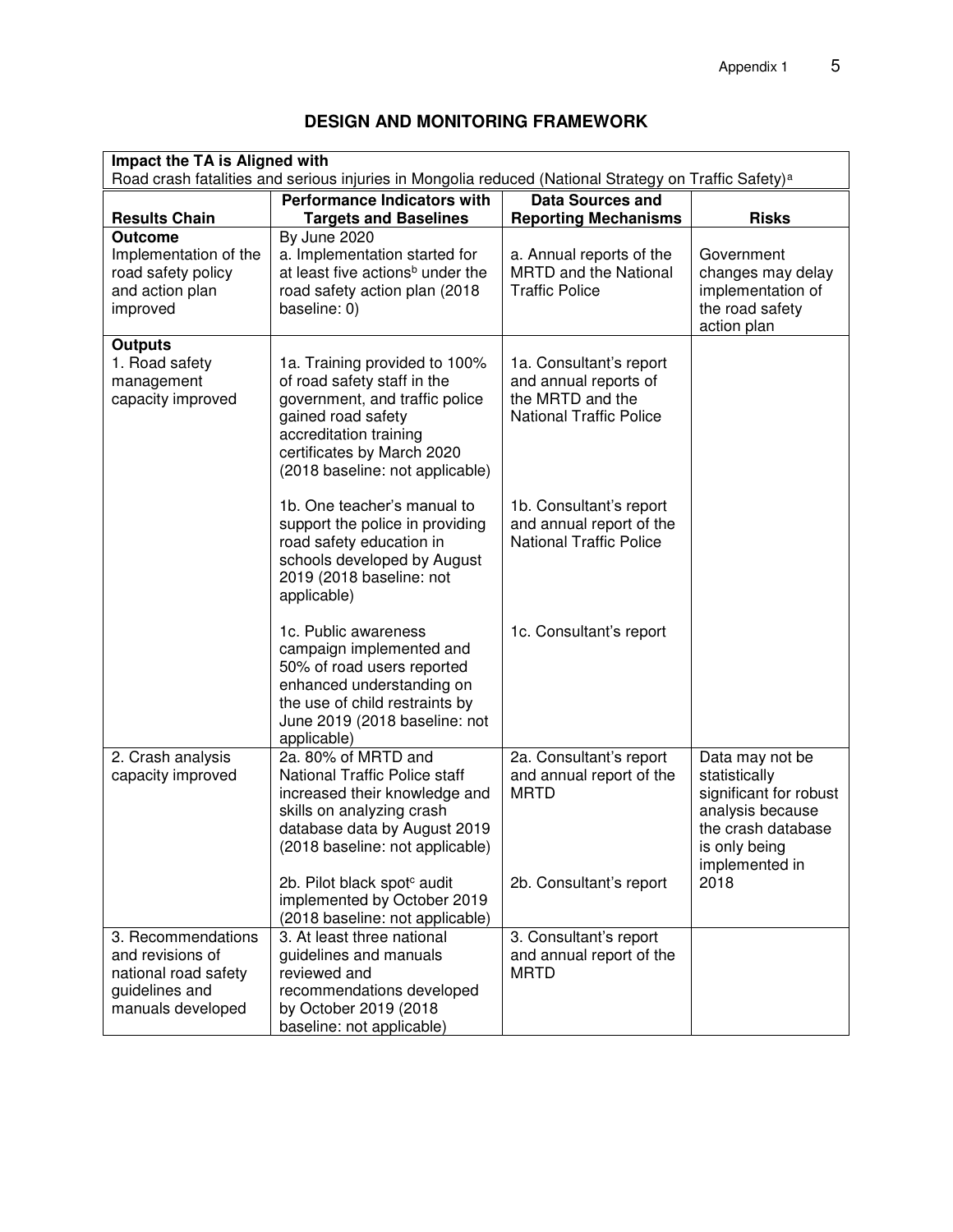## DESIGN AND MONITORING FRAMEWORK

| **Impact the TA is Aligned with** | | | |
|---|---|---|---|
| Road crash fatalities and serious injuries in Mongolia reduced (National Strategy on Traffic Safety)[a] | | | |
| **Results Chain** | **Performance Indicators with Targets and Baselines** | **Data Sources and Reporting Mechanisms** | **Risks** |
| **Outcome**<br>Implementation of the road safety policy and action plan improved | By June 2020<br>a. Implementation started for at least five actions[b] under the road safety action plan (2018 baseline: 0) | a. Annual reports of the MRTD and the National Traffic Police | Government changes may delay implementation of the road safety action plan |
| **Outputs**<br>1. Road safety management capacity improved | 1a. Training provided to 100% of road safety staff in the government, and traffic police gained road safety accreditation training certificates by March 2020 (2018 baseline: not applicable)<br><br>1b. One teacher's manual to support the police in providing road safety education in schools developed by August 2019 (2018 baseline: not applicable)<br><br>1c. Public awareness campaign implemented and 50% of road users reported enhanced understanding on the use of child restraints by June 2019 (2018 baseline: not applicable) | 1a. Consultant's report and annual reports of the MRTD and the National Traffic Police<br><br>1b. Consultant's report and annual report of the National Traffic Police<br><br>1c. Consultant's report | |
| 2. Crash analysis capacity improved | 2a. 80% of MRTD and National Traffic Police staff increased their knowledge and skills on analyzing crash database data by August 2019 (2018 baseline: not applicable)<br><br>2b. Pilot black spot[c] audit implemented by October 2019 (2018 baseline: not applicable) | 2a. Consultant's report and annual report of the MRTD<br><br>2b. Consultant's report | Data may not be statistically significant for robust analysis because the crash database is only being implemented in 2018 |
| 3. Recommendations and revisions of national road safety guidelines and manuals developed | 3. At least three national guidelines and manuals reviewed and recommendations developed by October 2019 (2018 baseline: not applicable) | 3. Consultant's report and annual report of the MRTD | |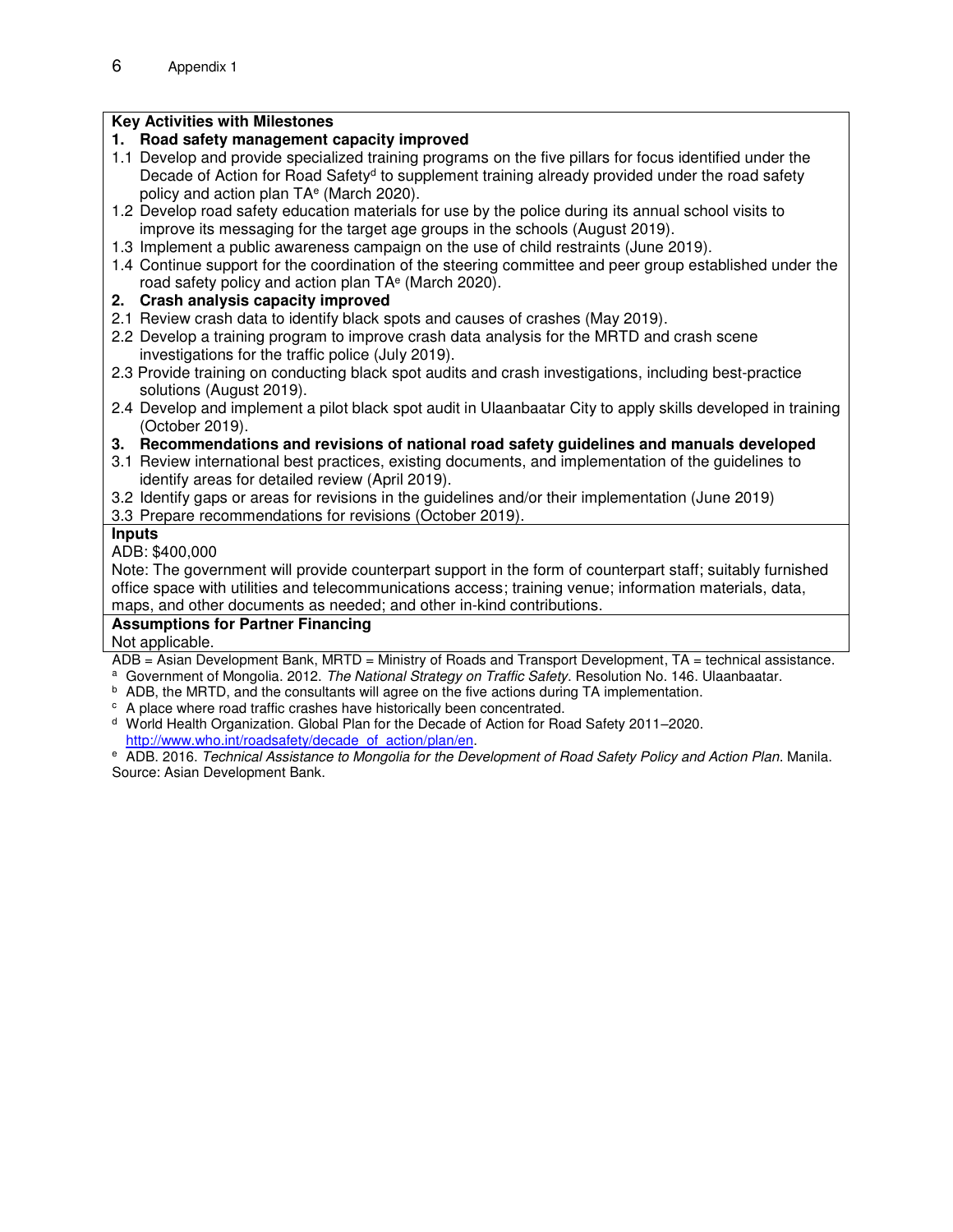**Key Activities with Milestones**

**1. Road safety management capacity improved**

1.1 Develop and provide specialized training programs on the five pillars for focus identified under the Decade of Action for Road Safety[d] to supplement training already provided under the road safety policy and action plan TA[e] (March 2020).

1.2 Develop road safety education materials for use by the police during its annual school visits to improve its messaging for the target age groups in the schools (August 2019).

1.3 Implement a public awareness campaign on the use of child restraints (June 2019).

1.4 Continue support for the coordination of the steering committee and peer group established under the road safety policy and action plan TA[e] (March 2020).

**2. Crash analysis capacity improved**

2.1 Review crash data to identify black spots and causes of crashes (May 2019).

2.2 Develop a training program to improve crash data analysis for the MRTD and crash scene investigations for the traffic police (July 2019).

2.3 Provide training on conducting black spot audits and crash investigations, including best-practice solutions (August 2019).

2.4 Develop and implement a pilot black spot audit in Ulaanbaatar City to apply skills developed in training (October 2019).

**3. Recommendations and revisions of national road safety guidelines and manuals developed**

3.1 Review international best practices, existing documents, and implementation of the guidelines to identify areas for detailed review (April 2019).

3.2 Identify gaps or areas for revisions in the guidelines and/or their implementation (June 2019)

3.3 Prepare recommendations for revisions (October 2019).

**Inputs**

ADB: $400,000

Note: The government will provide counterpart support in the form of counterpart staff; suitably furnished office space with utilities and telecommunications access; training venue; information materials, data, maps, and other documents as needed; and other in-kind contributions.

**Assumptions for Partner Financing**

Not applicable.

ADB = Asian Development Bank, MRTD = Ministry of Roads and Transport Development, TA = technical assistance.

[a] Government of Mongolia. 2012. *The National Strategy on Traffic Safety*. Resolution No. 146. Ulaanbaatar.

[b] ADB, the MRTD, and the consultants will agree on the five actions during TA implementation.

[c] A place where road traffic crashes have historically been concentrated.

[d] World Health Organization. Global Plan for the Decade of Action for Road Safety 2011–2020. http://www.who.int/roadsafety/decade_of_action/plan/en.

[e] ADB. 2016. *Technical Assistance to Mongolia for the Development of Road Safety Policy and Action Plan*. Manila.

Source: Asian Development Bank.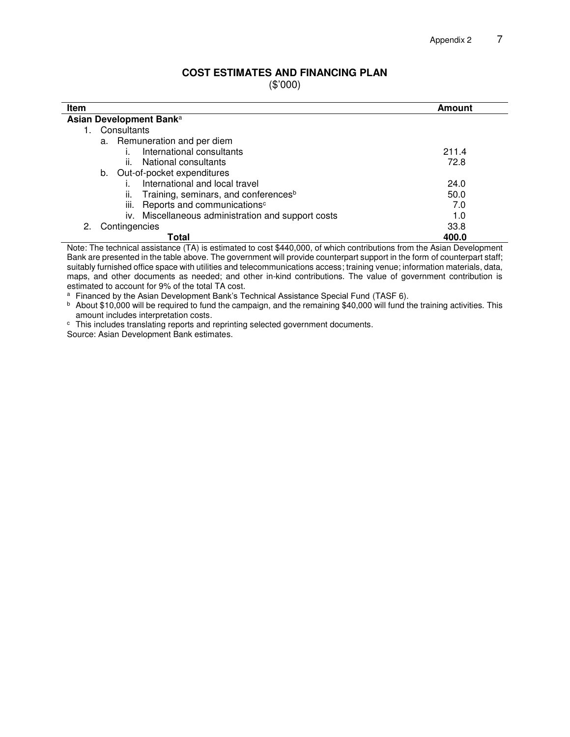## COST ESTIMATES AND FINANCING PLAN

($'000)

| Item | Amount |
|---|---|
| **Asian Development Bank**[a] | |
| 1. Consultants | |
| a. Remuneration and per diem | |
| i. International consultants | 211.4 |
| ii. National consultants | 72.8 |
| b. Out-of-pocket expenditures | |
| i. International and local travel | 24.0 |
| ii. Training, seminars, and conferences[b] | 50.0 |
| iii. Reports and communications[c] | 7.0 |
| iv. Miscellaneous administration and support costs | 1.0 |
| 2. Contingencies | 33.8 |
| **Total** | **400.0** |

Note: The technical assistance (TA) is estimated to cost $440,000, of which contributions from the Asian Development Bank are presented in the table above. The government will provide counterpart support in the form of counterpart staff; suitably furnished office space with utilities and telecommunications access; training venue; information materials, data, maps, and other documents as needed; and other in-kind contributions. The value of government contribution is estimated to account for 9% of the total TA cost.

[a] Financed by the Asian Development Bank's Technical Assistance Special Fund (TASF 6).

[b] About $10,000 will be required to fund the campaign, and the remaining $40,000 will fund the training activities. This amount includes interpretation costs.

[c] This includes translating reports and reprinting selected government documents.

Source: Asian Development Bank estimates.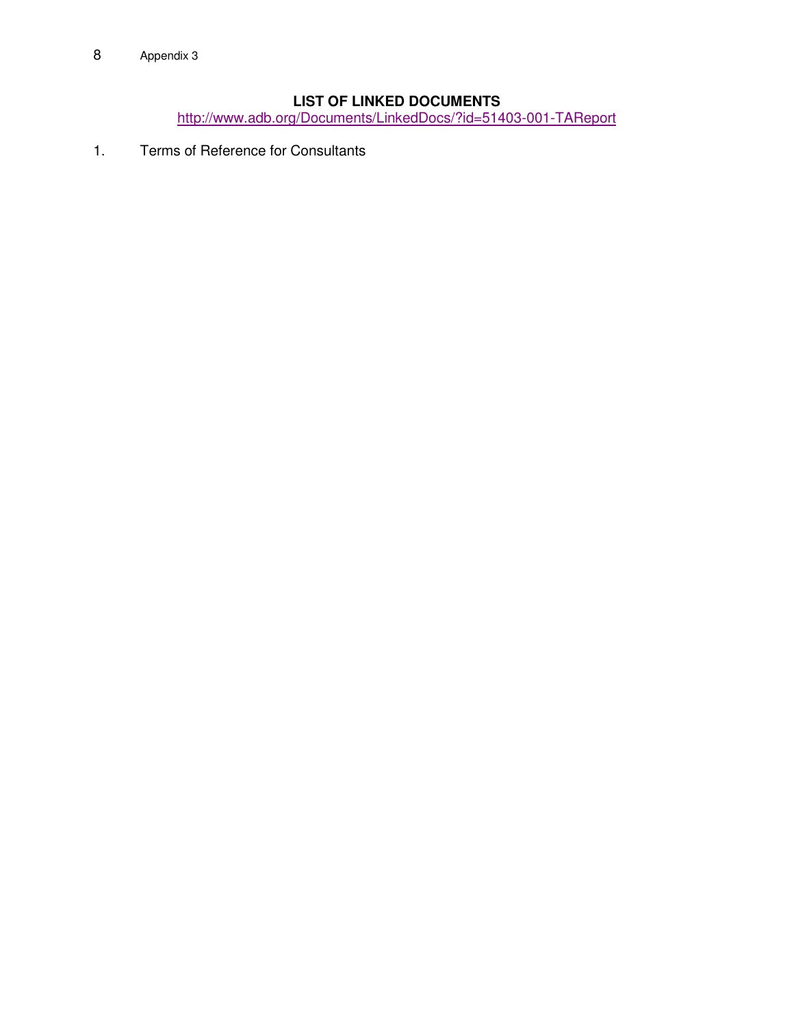## LIST OF LINKED DOCUMENTS

http://www.adb.org/Documents/LinkedDocs/?id=51403-001-TAReport

1. Terms of Reference for Consultants